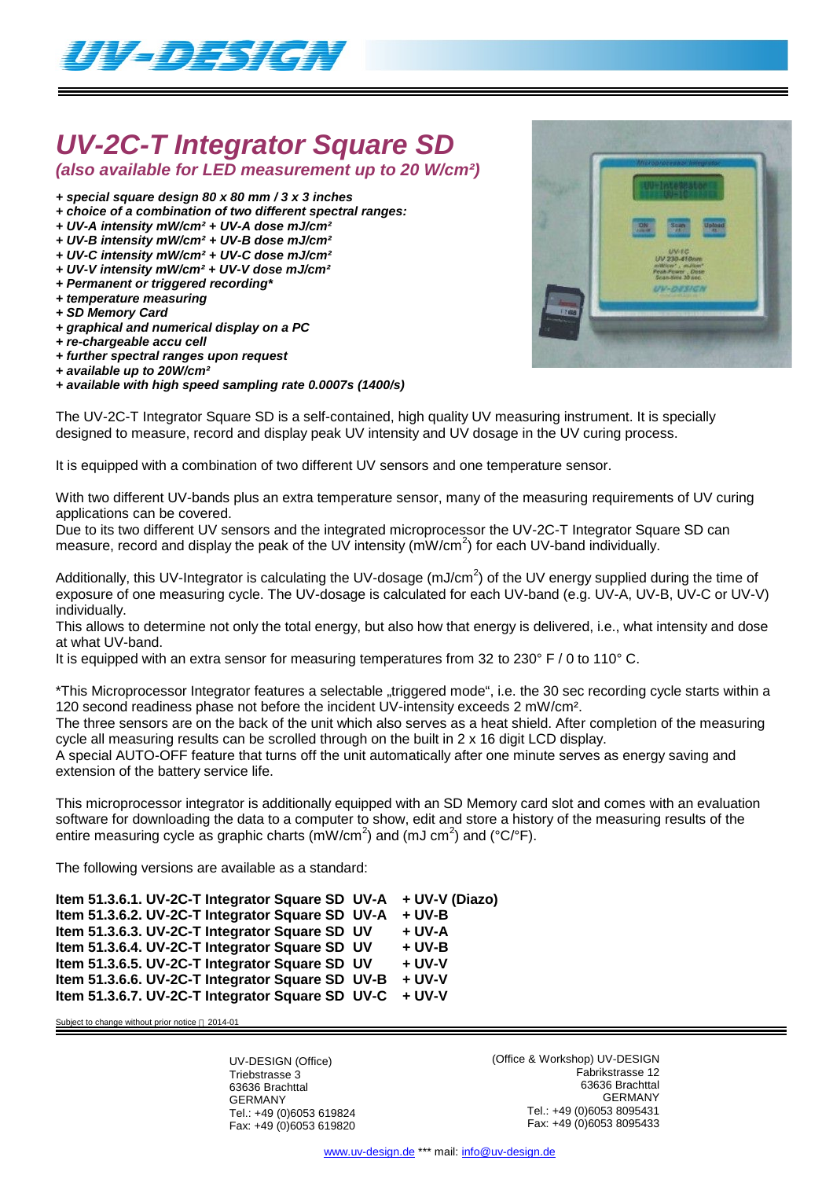# UV-2C-T Integrator Square SD

*(also available for LED measurement up to 20 W/cm²)*

***+ special square design 80 x 80 mm / 3 x 3 inches***
***+ choice of a combination of two different spectral ranges:***
***+ UV-A intensity mW/cm² + UV-A dose mJ/cm²***
***+ UV-B intensity mW/cm² + UV-B dose mJ/cm²***
***+ UV-C intensity mW/cm² + UV-C dose mJ/cm²***
***+ UV-V intensity mW/cm² + UV-V dose mJ/cm²***
***+ Permanent or triggered recording****
***+ temperature measuring***
***+ SD Memory Card***
***+ graphical and numerical display on a PC***
***+ re-chargeable accu cell***
***+ further spectral ranges upon request***
***+ available up to 20W/cm²***
***+ available with high speed sampling rate 0.0007s (1400/s)***

The UV-2C-T Integrator Square SD is a self-contained, high quality UV measuring instrument. It is specially designed to measure, record and display peak UV intensity and UV dosage in the UV curing process.

It is equipped with a combination of two different UV sensors and one temperature sensor.

With two different UV-bands plus an extra temperature sensor, many of the measuring requirements of UV curing applications can be covered.
Due to its two different UV sensors and the integrated microprocessor the UV-2C-T Integrator Square SD can measure, record and display the peak of the UV intensity (mW/cm$^2$) for each UV-band individually.

Additionally, this UV-Integrator is calculating the UV-dosage (mJ/cm$^2$) of the UV energy supplied during the time of exposure of one measuring cycle. The UV-dosage is calculated for each UV-band (e.g. UV-A, UV-B, UV-C or UV-V) individually.
This allows to determine not only the total energy, but also how that energy is delivered, i.e., what intensity and dose at what UV-band.
It is equipped with an extra sensor for measuring temperatures from 32 to 230° F / 0 to 110° C.

*This Microprocessor Integrator features a selectable „triggered mode", i.e. the 30 sec recording cycle starts within a 120 second readiness phase not before the incident UV-intensity exceeds 2 mW/cm².
The three sensors are on the back of the unit which also serves as a heat shield. After completion of the measuring cycle all measuring results can be scrolled through on the built in 2 x 16 digit LCD display.
A special AUTO-OFF feature that turns off the unit automatically after one minute serves as energy saving and extension of the battery service life.

This microprocessor integrator is additionally equipped with an SD Memory card slot and comes with an evaluation software for downloading the data to a computer to show, edit and store a history of the measuring results of the entire measuring cycle as graphic charts (mW/cm$^2$) and (mJ cm$^2$) and (°C/°F).

The following versions are available as a standard:

**Item 51.3.6.1. UV-2C-T Integrator Square SD UV-A + UV-V (Diazo)**
**Item 51.3.6.2. UV-2C-T Integrator Square SD UV-A + UV-B**
**Item 51.3.6.3. UV-2C-T Integrator Square SD UV + UV-A**
**Item 51.3.6.4. UV-2C-T Integrator Square SD UV + UV-B**
**Item 51.3.6.5. UV-2C-T Integrator Square SD UV + UV-V**
**Item 51.3.6.6. UV-2C-T Integrator Square SD UV-B + UV-V**
**Item 51.3.6.7. UV-2C-T Integrator Square SD UV-C + UV-V**

Subject to change without prior notice 2014-01

UV-DESIGN (Office)
Triebstrasse 3
63636 Brachttal
GERMANY
Tel.: +49 (0)6053 619824
Fax: +49 (0)6053 619820

(Office & Workshop) UV-DESIGN
Fabrikstrasse 12
63636 Brachttal
GERMANY
Tel.: +49 (0)6053 8095431
Fax: +49 (0)6053 8095433

www.uv-design.de *** mail: info@uv-design.de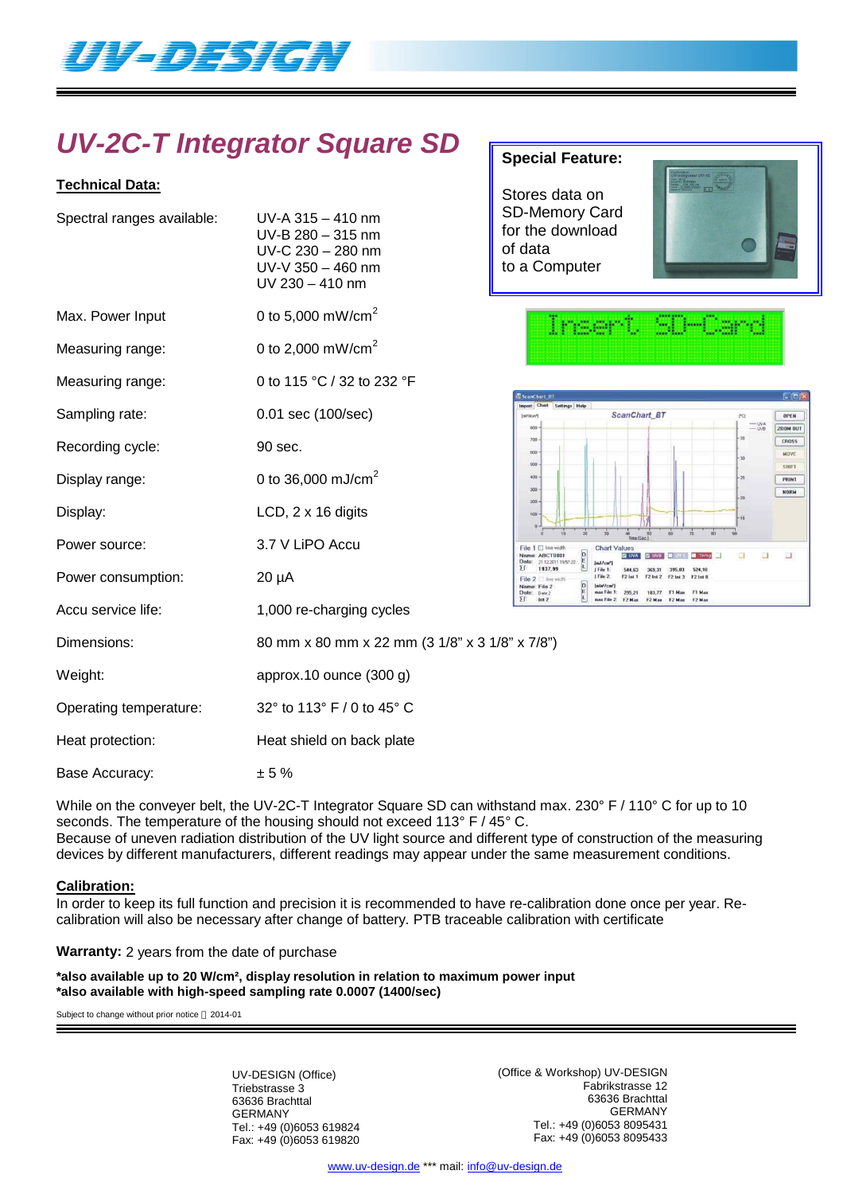# UV-2C-T Integrator Square SD

**Technical Data:**

| | |
|---|---|
| Spectral ranges available: | UV-A 315 – 410 nm<br>UV-B 280 – 315 nm<br>UV-C 230 – 280 nm<br>UV-V 350 – 460 nm<br>UV 230 – 410 nm |
| Max. Power Input | 0 to 5,000 mW/cm$^2$ |
| Measuring range: | 0 to 2,000 mW/cm$^2$ |
| Measuring range: | 0 to 115 °C / 32 to 232 °F |
| Sampling rate: | 0.01 sec (100/sec) |
| Recording cycle: | 90 sec. |
| Display range: | 0 to 36,000 mJ/cm$^2$ |
| Display: | LCD, 2 x 16 digits |
| Power source: | 3.7 V LiPO Accu |
| Power consumption: | 20 µA |
| Accu service life: | 1,000 re-charging cycles |
| Dimensions: | 80 mm x 80 mm x 22 mm (3 1/8" x 3 1/8" x 7/8") |
| Weight: | approx.10 ounce (300 g) |
| Operating temperature: | 32° to 113° F / 0 to 45° C |
| Heat protection: | Heat shield on back plate |
| Base Accuracy: | ± 5 % |

**Special Feature:**

Stores data on SD-Memory Card for the download of data to a Computer

While on the conveyer belt, the UV-2C-T Integrator Square SD can withstand max. 230° F / 110° C for up to 10 seconds. The temperature of the housing should not exceed 113° F / 45° C.
Because of uneven radiation distribution of the UV light source and different type of construction of the measuring devices by different manufacturers, different readings may appear under the same measurement conditions.

**Calibration:**
In order to keep its full function and precision it is recommended to have re-calibration done once per year. Re-calibration will also be necessary after change of battery. PTB traceable calibration with certificate

**Warranty:** 2 years from the date of purchase

**\*also available up to 20 W/cm², display resolution in relation to maximum power input**
**\*also available with high-speed sampling rate 0.0007 (1400/sec)**

Subject to change without prior notice 2014-01

UV-DESIGN (Office)
Triebstrasse 3
63636 Brachttal
GERMANY
Tel.: +49 (0)6053 619824
Fax: +49 (0)6053 619820

(Office & Workshop) UV-DESIGN
Fabrikstrasse 12
63636 Brachttal
GERMANY
Tel.: +49 (0)6053 8095431
Fax: +49 (0)6053 8095433

www.uv-design.de *** mail: info@uv-design.de